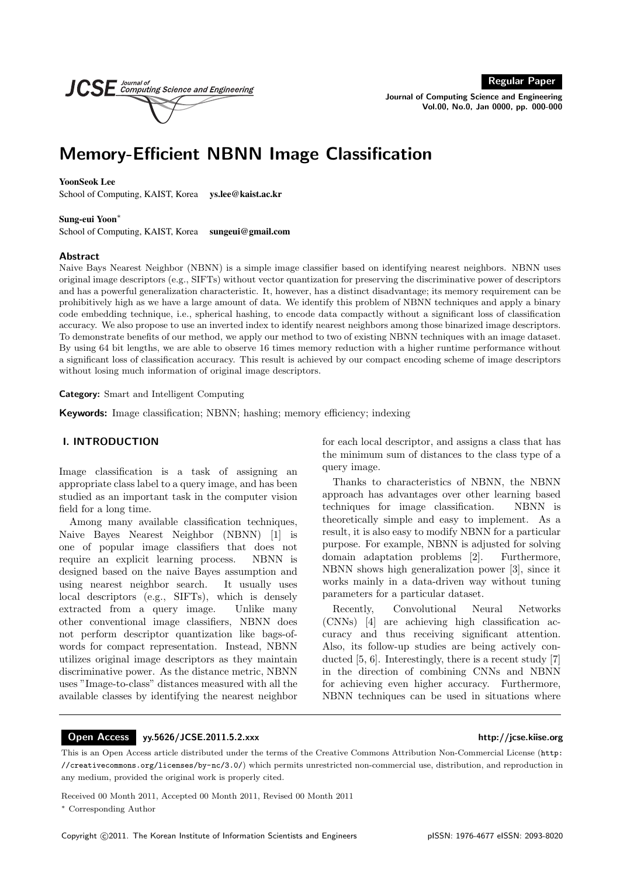# Memory-Efficient NBNN Image Classification

**YoonSeok Lee**
School of Computing, KAIST, Korea **ys.lee@kaist.ac.kr**

**Sung-eui Yoon***
School of Computing, KAIST, Korea **sungeui@gmail.com**

### Abstract

Naive Bays Nearest Neighbor (NBNN) is a simple image classifier based on identifying nearest neighbors. NBNN uses original image descriptors (e.g., SIFTs) without vector quantization for preserving the discriminative power of descriptors and has a powerful generalization characteristic. It, however, has a distinct disadvantage; its memory requirement can be prohibitively high as we have a large amount of data. We identify this problem of NBNN techniques and apply a binary code embedding technique, i.e., spherical hashing, to encode data compactly without a significant loss of classification accuracy. We also propose to use an inverted index to identify nearest neighbors among those binarized image descriptors. To demonstrate benefits of our method, we apply our method to two of existing NBNN techniques with an image dataset. By using 64 bit lengths, we are able to observe 16 times memory reduction with a higher runtime performance without a significant loss of classification accuracy. This result is achieved by our compact encoding scheme of image descriptors without losing much information of original image descriptors.

**Category:** Smart and Intelligent Computing

**Keywords:** Image classification; NBNN; hashing; memory efficiency; indexing

## I. INTRODUCTION

Image classification is a task of assigning an appropriate class label to a query image, and has been studied as an important task in the computer vision field for a long time.

Among many available classification techniques, Naive Bayes Nearest Neighbor (NBNN) [1] is one of popular image classifiers that does not require an explicit learning process. NBNN is designed based on the naive Bayes assumption and using nearest neighbor search. It usually uses local descriptors (e.g., SIFTs), which is densely extracted from a query image. Unlike many other conventional image classifiers, NBNN does not perform descriptor quantization like bags-of-words for compact representation. Instead, NBNN utilizes original image descriptors as they maintain discriminative power. As the distance metric, NBNN uses "Image-to-class" distances measured with all the available classes by identifying the nearest neighbor for each local descriptor, and assigns a class that has the minimum sum of distances to the class type of a query image.

Thanks to characteristics of NBNN, the NBNN approach has advantages over other learning based techniques for image classification. NBNN is theoretically simple and easy to implement. As a result, it is also easy to modify NBNN for a particular purpose. For example, NBNN is adjusted for solving domain adaptation problems [2]. Furthermore, NBNN shows high generalization power [3], since it works mainly in a data-driven way without tuning parameters for a particular dataset.

Recently, Convolutional Neural Networks (CNNs) [4] are achieving high classification accuracy and thus receiving significant attention. Also, its follow-up studies are being actively conducted [5, 6]. Interestingly, there is a recent study [7] in the direction of combining CNNs and NBNN for achieving even higher accuracy. Furthermore, NBNN techniques can be used in situations where

---

**Open Access** yy.5626/JCSE.2011.5.2.xxx http://jcse.kiise.org

This is an Open Access article distributed under the terms of the Creative Commons Attribution Non-Commercial License (http://creativecommons.org/licenses/by-nc/3.0/) which permits unrestricted non-commercial use, distribution, and reproduction in any medium, provided the original work is properly cited.

Received 00 Month 2011, Accepted 00 Month 2011, Revised 00 Month 2011

* Corresponding Author

Copyright ©2011. The Korean Institute of Information Scientists and Engineers pISSN: 1976-4677 eISSN: 2093-8020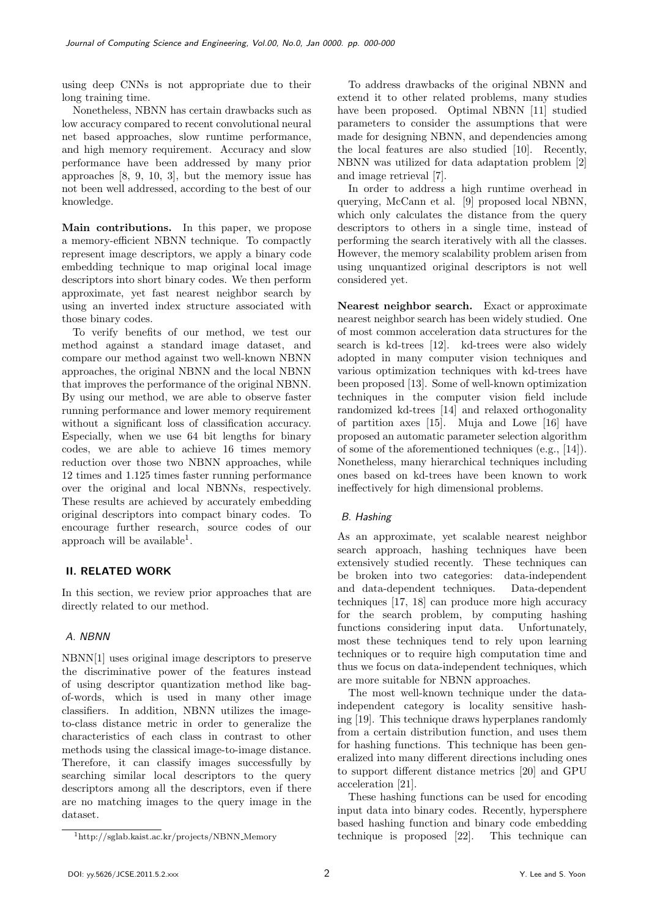using deep CNNs is not appropriate due to their long training time.

Nonetheless, NBNN has certain drawbacks such as low accuracy compared to recent convolutional neural net based approaches, slow runtime performance, and high memory requirement. Accuracy and slow performance have been addressed by many prior approaches [8, 9, 10, 3], but the memory issue has not been well addressed, according to the best of our knowledge.

**Main contributions.** In this paper, we propose a memory-efficient NBNN technique. To compactly represent image descriptors, we apply a binary code embedding technique to map original local image descriptors into short binary codes. We then perform approximate, yet fast nearest neighbor search by using an inverted index structure associated with those binary codes.

To verify benefits of our method, we test our method against a standard image dataset, and compare our method against two well-known NBNN approaches, the original NBNN and the local NBNN that improves the performance of the original NBNN. By using our method, we are able to observe faster running performance and lower memory requirement without a significant loss of classification accuracy. Especially, when we use 64 bit lengths for binary codes, we are able to achieve 16 times memory reduction over those two NBNN approaches, while 12 times and 1.125 times faster running performance over the original and local NBNNs, respectively. These results are achieved by accurately embedding original descriptors into compact binary codes. To encourage further research, source codes of our approach will be available[1].

[1] http://sglab.kaist.ac.kr/projects/NBNN_Memory

## II. RELATED WORK

In this section, we review prior approaches that are directly related to our method.

### A. NBNN

NBNN[1] uses original image descriptors to preserve the discriminative power of the features instead of using descriptor quantization method like bag-of-words, which is used in many other image classifiers. In addition, NBNN utilizes the image-to-class distance metric in order to generalize the characteristics of each class in contrast to other methods using the classical image-to-image distance. Therefore, it can classify images successfully by searching similar local descriptors to the query descriptors among all the descriptors, even if there are no matching images to the query image in the dataset.

To address drawbacks of the original NBNN and extend it to other related problems, many studies have been proposed. Optimal NBNN [11] studied parameters to consider the assumptions that were made for designing NBNN, and dependencies among the local features are also studied [10]. Recently, NBNN was utilized for data adaptation problem [2] and image retrieval [7].

In order to address a high runtime overhead in querying, McCann et al. [9] proposed local NBNN, which only calculates the distance from the query descriptors to others in a single time, instead of performing the search iteratively with all the classes. However, the memory scalability problem arisen from using unquantized original descriptors is not well considered yet.

**Nearest neighbor search.** Exact or approximate nearest neighbor search has been widely studied. One of most common acceleration data structures for the search is kd-trees [12]. kd-trees were also widely adopted in many computer vision techniques and various optimization techniques with kd-trees have been proposed [13]. Some of well-known optimization techniques in the computer vision field include randomized kd-trees [14] and relaxed orthogonality of partition axes [15]. Muja and Lowe [16] have proposed an automatic parameter selection algorithm of some of the aforementioned techniques (e.g., [14]). Nonetheless, many hierarchical techniques including ones based on kd-trees have been known to work ineffectively for high dimensional problems.

### B. Hashing

As an approximate, yet scalable nearest neighbor search approach, hashing techniques have been extensively studied recently. These techniques can be broken into two categories: data-independent and data-dependent techniques. Data-dependent techniques [17, 18] can produce more high accuracy for the search problem, by computing hashing functions considering input data. Unfortunately, most these techniques tend to rely upon learning techniques or to require high computation time and thus we focus on data-independent techniques, which are more suitable for NBNN approaches.

The most well-known technique under the data-independent category is locality sensitive hashing [19]. This technique draws hyperplanes randomly from a certain distribution function, and uses them for hashing functions. This technique has been generalized into many different directions including ones to support different distance metrics [20] and GPU acceleration [21].

These hashing functions can be used for encoding input data into binary codes. Recently, hypersphere based hashing function and binary code embedding technique is proposed [22]. This technique can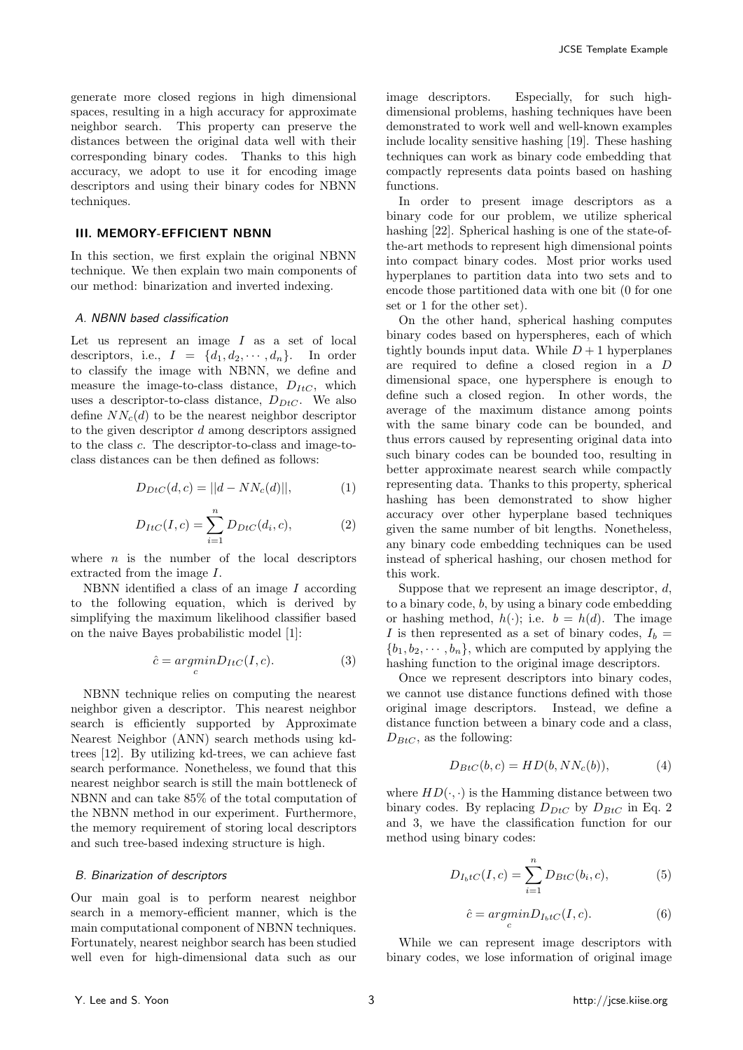generate more closed regions in high dimensional spaces, resulting in a high accuracy for approximate neighbor search. This property can preserve the distances between the original data well with their corresponding binary codes. Thanks to this high accuracy, we adopt to use it for encoding image descriptors and using their binary codes for NBNN techniques.

## III. MEMORY-EFFICIENT NBNN

In this section, we first explain the original NBNN technique. We then explain two main components of our method: binarization and inverted indexing.

### A. NBNN based classification

Let us represent an image $I$ as a set of local descriptors, i.e., $I = \{d_1, d_2, \cdots, d_n\}$. In order to classify the image with NBNN, we define and measure the image-to-class distance, $D_{ItC}$, which uses a descriptor-to-class distance, $D_{DtC}$. We also define $NN_c(d)$ to be the nearest neighbor descriptor to the given descriptor $d$ among descriptors assigned to the class $c$. The descriptor-to-class and image-to-class distances can be then defined as follows:

$$D_{DtC}(d, c) = ||d - NN_c(d)||, \tag{1}$$

$$D_{ItC}(I, c) = \sum_{i=1}^{n} D_{DtC}(d_i, c), \tag{2}$$

where $n$ is the number of the local descriptors extracted from the image $I$.

NBNN identified a class of an image $I$ according to the following equation, which is derived by simplifying the maximum likelihood classifier based on the naive Bayes probabilistic model [1]:

$$\hat{c} = \underset{c}{argmin} D_{ItC}(I, c). \tag{3}$$

NBNN technique relies on computing the nearest neighbor given a descriptor. This nearest neighbor search is efficiently supported by Approximate Nearest Neighbor (ANN) search methods using kd-trees [12]. By utilizing kd-trees, we can achieve fast search performance. Nonetheless, we found that this nearest neighbor search is still the main bottleneck of NBNN and can take 85% of the total computation of the NBNN method in our experiment. Furthermore, the memory requirement of storing local descriptors and such tree-based indexing structure is high.

### B. Binarization of descriptors

Our main goal is to perform nearest neighbor search in a memory-efficient manner, which is the main computational component of NBNN techniques. Fortunately, nearest neighbor search has been studied well even for high-dimensional data such as our image descriptors. Especially, for such high-dimensional problems, hashing techniques have been demonstrated to work well and well-known examples include locality sensitive hashing [19]. These hashing techniques can work as binary code embedding that compactly represents data points based on hashing functions.

In order to present image descriptors as a binary code for our problem, we utilize spherical hashing [22]. Spherical hashing is one of the state-of-the-art methods to represent high dimensional points into compact binary codes. Most prior works used hyperplanes to partition data into two sets and to encode those partitioned data with one bit (0 for one set or 1 for the other set).

On the other hand, spherical hashing computes binary codes based on hyperspheres, each of which tightly bounds input data. While $D + 1$ hyperplanes are required to define a closed region in a $D$ dimensional space, one hypersphere is enough to define such a closed region. In other words, the average of the maximum distance among points with the same binary code can be bounded, and thus errors caused by representing original data into such binary codes can be bounded too, resulting in better approximate nearest search while compactly representing data. Thanks to this property, spherical hashing has been demonstrated to show higher accuracy over other hyperplane based techniques given the same number of bit lengths. Nonetheless, any binary code embedding techniques can be used instead of spherical hashing, our chosen method for this work.

Suppose that we represent an image descriptor, $d$, to a binary code, $b$, by using a binary code embedding or hashing method, $h(\cdot)$; i.e. $b = h(d)$. The image $I$ is then represented as a set of binary codes, $I_b = \{b_1, b_2, \cdots, b_n\}$, which are computed by applying the hashing function to the original image descriptors.

Once we represent descriptors into binary codes, we cannot use distance functions defined with those original image descriptors. Instead, we define a distance function between a binary code and a class, $D_{BtC}$, as the following:

$$D_{BtC}(b, c) = HD(b, NN_c(b)), \tag{4}$$

where $HD(\cdot, \cdot)$ is the Hamming distance between two binary codes. By replacing $D_{DtC}$ by $D_{BtC}$ in Eq. 2 and 3, we have the classification function for our method using binary codes:

$$D_{I_b tC}(I, c) = \sum_{i=1}^{n} D_{BtC}(b_i, c), \tag{5}$$

$$\hat{c} = \underset{c}{argmin} D_{I_b tC}(I, c). \tag{6}$$

While we can represent image descriptors with binary codes, we lose information of original image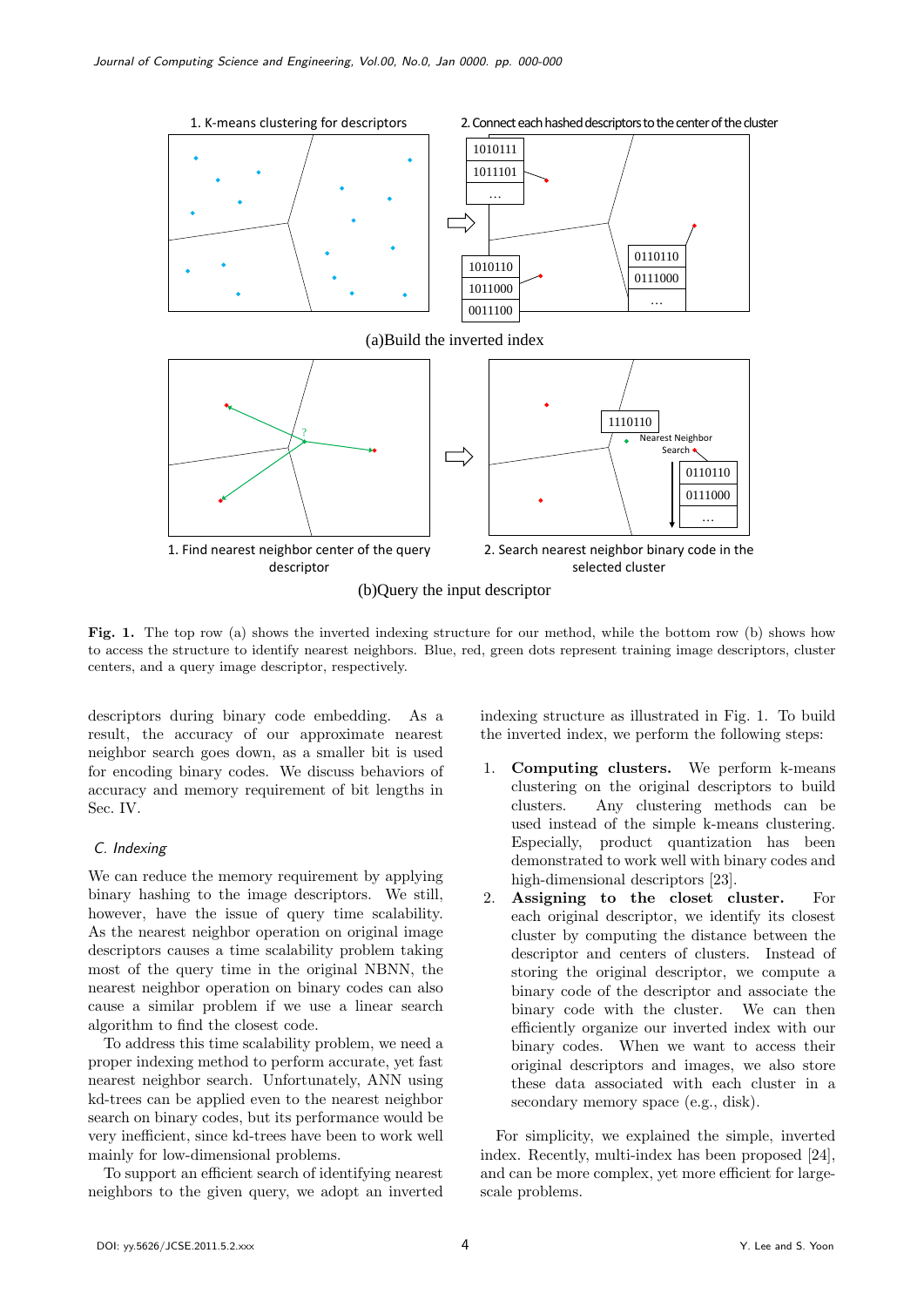**Fig. 1.** The top row (a) shows the inverted indexing structure for our method, while the bottom row (b) shows how to access the structure to identify nearest neighbors. Blue, red, green dots represent training image descriptors, cluster centers, and a query image descriptor, respectively.

descriptors during binary code embedding. As a result, the accuracy of our approximate nearest neighbor search goes down, as a smaller bit is used for encoding binary codes. We discuss behaviors of accuracy and memory requirement of bit lengths in Sec. IV.

### C. Indexing

We can reduce the memory requirement by applying binary hashing to the image descriptors. We still, however, have the issue of query time scalability. As the nearest neighbor operation on original image descriptors causes a time scalability problem taking most of the query time in the original NBNN, the nearest neighbor operation on binary codes can also cause a similar problem if we use a linear search algorithm to find the closest code.

To address this time scalability problem, we need a proper indexing method to perform accurate, yet fast nearest neighbor search. Unfortunately, ANN using kd-trees can be applied even to the nearest neighbor search on binary codes, but its performance would be very inefficient, since kd-trees have been to work well mainly for low-dimensional problems.

To support an efficient search of identifying nearest neighbors to the given query, we adopt an inverted indexing structure as illustrated in Fig. 1. To build the inverted index, we perform the following steps:

1. **Computing clusters.** We perform k-means clustering on the original descriptors to build clusters. Any clustering methods can be used instead of the simple k-means clustering. Especially, product quantization has been demonstrated to work well with binary codes and high-dimensional descriptors [23].
2. **Assigning to the closet cluster.** For each original descriptor, we identify its closest cluster by computing the distance between the descriptor and centers of clusters. Instead of storing the original descriptor, we compute a binary code of the descriptor and associate the binary code with the cluster. We can then efficiently organize our inverted index with our binary codes. When we want to access their original descriptors and images, we also store these data associated with each cluster in a secondary memory space (e.g., disk).

For simplicity, we explained the simple, inverted index. Recently, multi-index has been proposed [24], and can be more complex, yet more efficient for large-scale problems.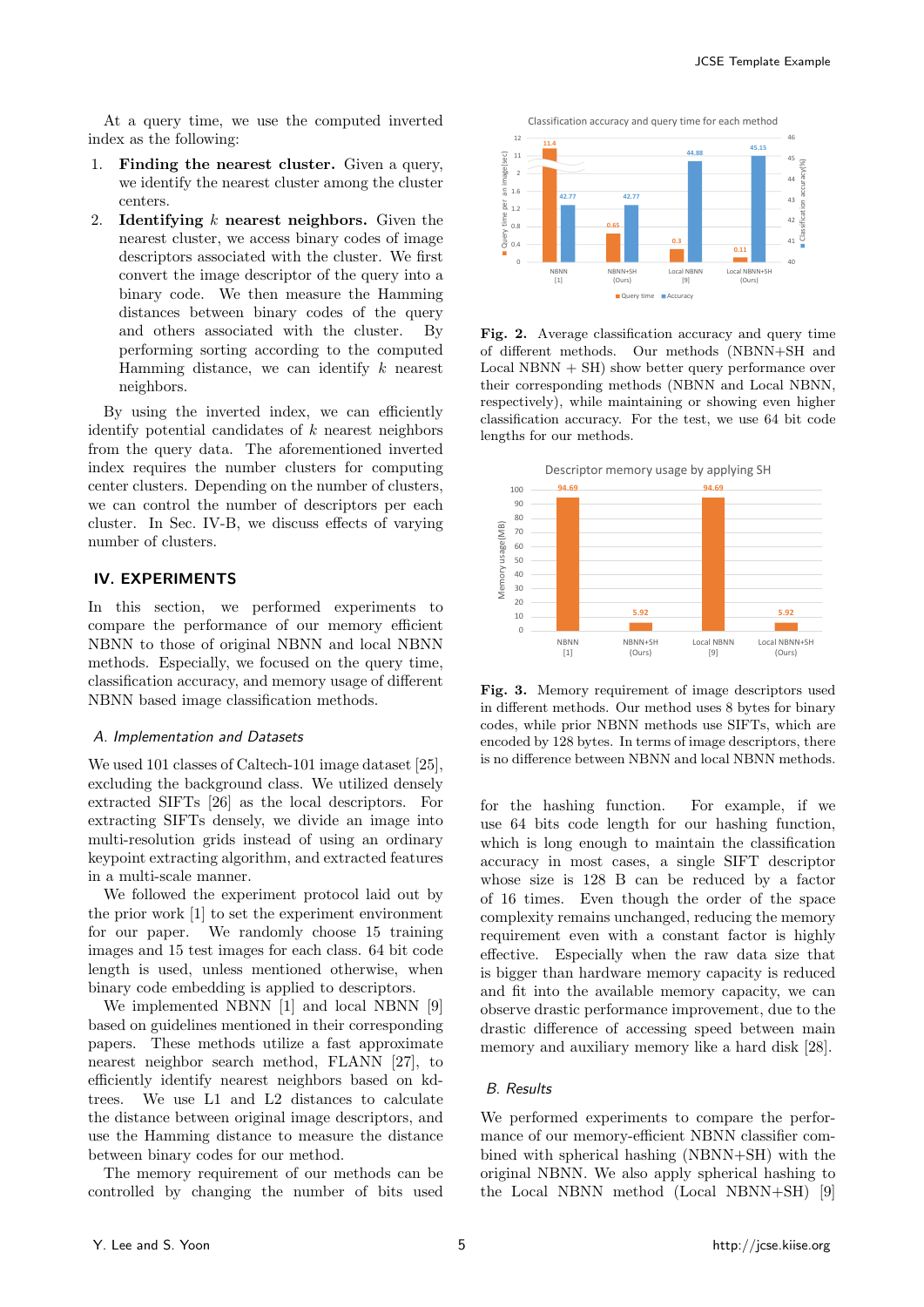At a query time, we use the computed inverted index as the following:

1. **Finding the nearest cluster.** Given a query, we identify the nearest cluster among the cluster centers.
2. **Identifying $k$ nearest neighbors.** Given the nearest cluster, we access binary codes of image descriptors associated with the cluster. We first convert the image descriptor of the query into a binary code. We then measure the Hamming distances between binary codes of the query and others associated with the cluster. By performing sorting according to the computed Hamming distance, we can identify $k$ nearest neighbors.

By using the inverted index, we can efficiently identify potential candidates of $k$ nearest neighbors from the query data. The aforementioned inverted index requires the number clusters for computing center clusters. Depending on the number of clusters, we can control the number of descriptors per each cluster. In Sec. IV-B, we discuss effects of varying number of clusters.

## IV. EXPERIMENTS

In this section, we performed experiments to compare the performance of our memory efficient NBNN to those of original NBNN and local NBNN methods. Especially, we focused on the query time, classification accuracy, and memory usage of different NBNN based image classification methods.

### A. Implementation and Datasets

We used 101 classes of Caltech-101 image dataset [25], excluding the background class. We utilized densely extracted SIFTs [26] as the local descriptors. For extracting SIFTs densely, we divide an image into multi-resolution grids instead of using an ordinary keypoint extracting algorithm, and extracted features in a multi-scale manner.

We followed the experiment protocol laid out by the prior work [1] to set the experiment environment for our paper. We randomly choose 15 training images and 15 test images for each class. 64 bit code length is used, unless mentioned otherwise, when binary code embedding is applied to descriptors.

We implemented NBNN [1] and local NBNN [9] based on guidelines mentioned in their corresponding papers. These methods utilize a fast approximate nearest neighbor search method, FLANN [27], to efficiently identify nearest neighbors based on kd-trees. We use L1 and L2 distances to calculate the distance between original image descriptors, and use the Hamming distance to measure the distance between binary codes for our method.

The memory requirement of our methods can be controlled by changing the number of bits used for the hashing function. For example, if we use 64 bits code length for our hashing function, which is long enough to maintain the classification accuracy in most cases, a single SIFT descriptor whose size is 128 B can be reduced by a factor of 16 times. Even though the order of the space complexity remains unchanged, reducing the memory requirement even with a constant factor is highly effective. Especially when the raw data size that is bigger than hardware memory capacity is reduced and fit into the available memory capacity, we can observe drastic performance improvement, due to the drastic difference of accessing speed between main memory and auxiliary memory like a hard disk [28].

**Fig. 2.** Average classification accuracy and query time of different methods. Our methods (NBNN+SH and Local NBNN + SH) show better query performance over their corresponding methods (NBNN and Local NBNN, respectively), while maintaining or showing even higher classification accuracy. For the test, we use 64 bit code lengths for our methods.

**Fig. 3.** Memory requirement of image descriptors used in different methods. Our method uses 8 bytes for binary codes, while prior NBNN methods use SIFTs, which are encoded by 128 bytes. In terms of image descriptors, there is no difference between NBNN and local NBNN methods.

### B. Results

We performed experiments to compare the performance of our memory-efficient NBNN classifier combined with spherical hashing (NBNN+SH) with the original NBNN. We also apply spherical hashing to the Local NBNN method (Local NBNN+SH) [9]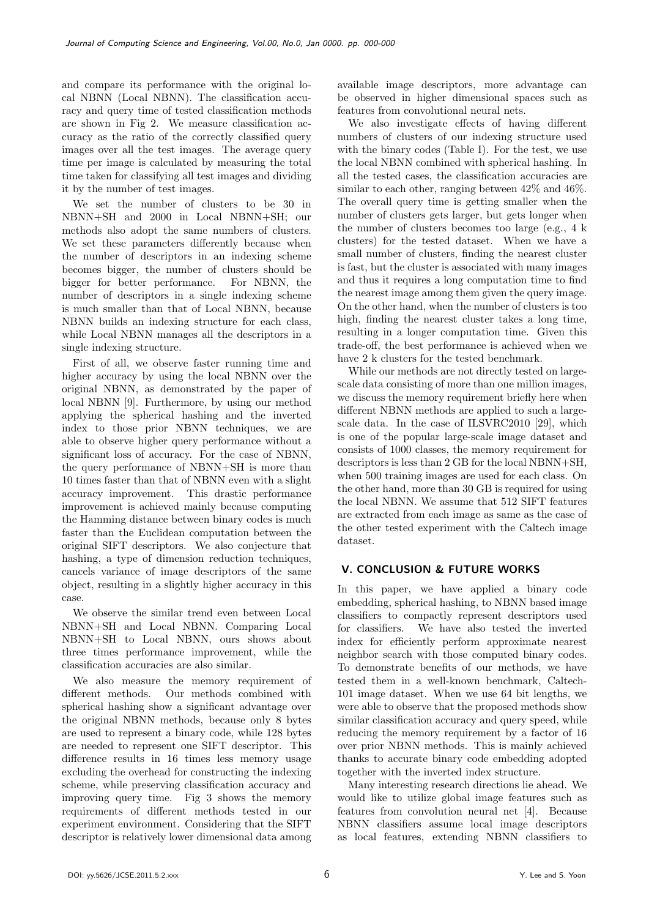and compare its performance with the original local NBNN (Local NBNN). The classification accuracy and query time of tested classification methods are shown in Fig 2. We measure classification accuracy as the ratio of the correctly classified query images over all the test images. The average query time per image is calculated by measuring the total time taken for classifying all test images and dividing it by the number of test images.

We set the number of clusters to be 30 in NBNN+SH and 2000 in Local NBNN+SH; our methods also adopt the same numbers of clusters. We set these parameters differently because when the number of descriptors in an indexing scheme becomes bigger, the number of clusters should be bigger for better performance. For NBNN, the number of descriptors in a single indexing scheme is much smaller than that of Local NBNN, because NBNN builds an indexing structure for each class, while Local NBNN manages all the descriptors in a single indexing structure.

First of all, we observe faster running time and higher accuracy by using the local NBNN over the original NBNN, as demonstrated by the paper of local NBNN [9]. Furthermore, by using our method applying the spherical hashing and the inverted index to those prior NBNN techniques, we are able to observe higher query performance without a significant loss of accuracy. For the case of NBNN, the query performance of NBNN+SH is more than 10 times faster than that of NBNN even with a slight accuracy improvement. This drastic performance improvement is achieved mainly because computing the Hamming distance between binary codes is much faster than the Euclidean computation between the original SIFT descriptors. We also conjecture that hashing, a type of dimension reduction techniques, cancels variance of image descriptors of the same object, resulting in a slightly higher accuracy in this case.

We observe the similar trend even between Local NBNN+SH and Local NBNN. Comparing Local NBNN+SH to Local NBNN, ours shows about three times performance improvement, while the classification accuracies are also similar.

We also measure the memory requirement of different methods. Our methods combined with spherical hashing show a significant advantage over the original NBNN methods, because only 8 bytes are used to represent a binary code, while 128 bytes are needed to represent one SIFT descriptor. This difference results in 16 times less memory usage excluding the overhead for constructing the indexing scheme, while preserving classification accuracy and improving query time. Fig 3 shows the memory requirements of different methods tested in our experiment environment. Considering that the SIFT descriptor is relatively lower dimensional data among available image descriptors, more advantage can be observed in higher dimensional spaces such as features from convolutional neural nets.

We also investigate effects of having different numbers of clusters of our indexing structure used with the binary codes (Table I). For the test, we use the local NBNN combined with spherical hashing. In all the tested cases, the classification accuracies are similar to each other, ranging between 42% and 46%. The overall query time is getting smaller when the number of clusters gets larger, but gets longer when the number of clusters becomes too large (e.g., 4 k clusters) for the tested dataset. When we have a small number of clusters, finding the nearest cluster is fast, but the cluster is associated with many images and thus it requires a long computation time to find the nearest image among them given the query image. On the other hand, when the number of clusters is too high, finding the nearest cluster takes a long time, resulting in a longer computation time. Given this trade-off, the best performance is achieved when we have 2 k clusters for the tested benchmark.

While our methods are not directly tested on large-scale data consisting of more than one million images, we discuss the memory requirement briefly here when different NBNN methods are applied to such a large-scale data. In the case of ILSVRC2010 [29], which is one of the popular large-scale image dataset and consists of 1000 classes, the memory requirement for descriptors is less than 2 GB for the local NBNN+SH, when 500 training images are used for each class. On the other hand, more than 30 GB is required for using the local NBNN. We assume that 512 SIFT features are extracted from each image as same as the case of the other tested experiment with the Caltech image dataset.

## V. CONCLUSION & FUTURE WORKS

In this paper, we have applied a binary code embedding, spherical hashing, to NBNN based image classifiers to compactly represent descriptors used for classifiers. We have also tested the inverted index for efficiently perform approximate nearest neighbor search with those computed binary codes. To demonstrate benefits of our methods, we have tested them in a well-known benchmark, Caltech-101 image dataset. When we use 64 bit lengths, we were able to observe that the proposed methods show similar classification accuracy and query speed, while reducing the memory requirement by a factor of 16 over prior NBNN methods. This is mainly achieved thanks to accurate binary code embedding adopted together with the inverted index structure.

Many interesting research directions lie ahead. We would like to utilize global image features such as features from convolution neural net [4]. Because NBNN classifiers assume local image descriptors as local features, extending NBNN classifiers to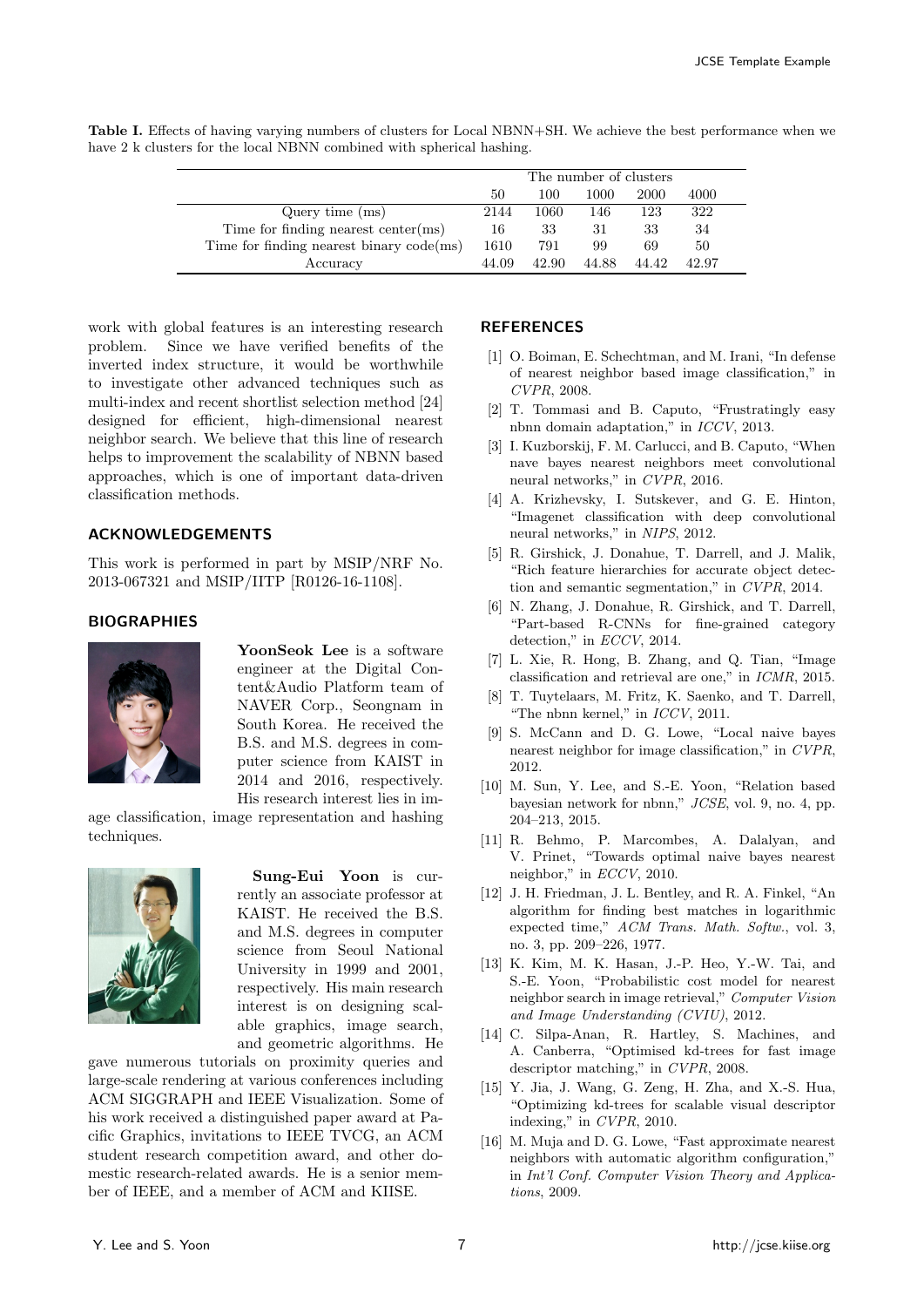**Table I.** Effects of having varying numbers of clusters for Local NBNN+SH. We achieve the best performance when we have 2 k clusters for the local NBNN combined with spherical hashing.

| | The number of clusters | | | | |
|---|---|---|---|---|---|
| | 50 | 100 | 1000 | 2000 | 4000 |
| Query time (ms) | 2144 | 1060 | 146 | 123 | 322 |
| Time for finding nearest center(ms) | 16 | 33 | 31 | 33 | 34 |
| Time for finding nearest binary code(ms) | 1610 | 791 | 99 | 69 | 50 |
| Accuracy | 44.09 | 42.90 | 44.88 | 44.42 | 42.97 |

work with global features is an interesting research problem. Since we have verified benefits of the inverted index structure, it would be worthwhile to investigate other advanced techniques such as multi-index and recent shortlist selection method [24] designed for efficient, high-dimensional nearest neighbor search. We believe that this line of research helps to improvement the scalability of NBNN based approaches, which is one of important data-driven classification methods.

## ACKNOWLEDGEMENTS

This work is performed in part by MSIP/NRF No. 2013-067321 and MSIP/IITP [R0126-16-1108].

## BIOGRAPHIES

**YoonSeok Lee** is a software engineer at the Digital Content&Audio Platform team of NAVER Corp., Seongnam in South Korea. He received the B.S. and M.S. degrees in computer science from KAIST in 2014 and 2016, respectively. His research interest lies in image classification, image representation and hashing techniques.

**Sung-Eui Yoon** is currently an associate professor at KAIST. He received the B.S. and M.S. degrees in computer science from Seoul National University in 1999 and 2001, respectively. His main research interest is on designing scalable graphics, image search, and geometric algorithms. He gave numerous tutorials on proximity queries and large-scale rendering at various conferences including ACM SIGGRAPH and IEEE Visualization. Some of his work received a distinguished paper award at Pacific Graphics, invitations to IEEE TVCG, an ACM student research competition award, and other domestic research-related awards. He is a senior member of IEEE, and a member of ACM and KIISE.

## REFERENCES

[1] O. Boiman, E. Schechtman, and M. Irani, "In defense of nearest neighbor based image classification," in *CVPR*, 2008.

[2] T. Tommasi and B. Caputo, "Frustratingly easy nbnn domain adaptation," in *ICCV*, 2013.

[3] I. Kuzborskij, F. M. Carlucci, and B. Caputo, "When nave bayes nearest neighbors meet convolutional neural networks," in *CVPR*, 2016.

[4] A. Krizhevsky, I. Sutskever, and G. E. Hinton, "Imagenet classification with deep convolutional neural networks," in *NIPS*, 2012.

[5] R. Girshick, J. Donahue, T. Darrell, and J. Malik, "Rich feature hierarchies for accurate object detection and semantic segmentation," in *CVPR*, 2014.

[6] N. Zhang, J. Donahue, R. Girshick, and T. Darrell, "Part-based R-CNNs for fine-grained category detection," in *ECCV*, 2014.

[7] L. Xie, R. Hong, B. Zhang, and Q. Tian, "Image classification and retrieval are one," in *ICMR*, 2015.

[8] T. Tuytelaars, M. Fritz, K. Saenko, and T. Darrell, "The nbnn kernel," in *ICCV*, 2011.

[9] S. McCann and D. G. Lowe, "Local naive bayes nearest neighbor for image classification," in *CVPR*, 2012.

[10] M. Sun, Y. Lee, and S.-E. Yoon, "Relation based bayesian network for nbnn," *JCSE*, vol. 9, no. 4, pp. 204–213, 2015.

[11] R. Behmo, P. Marcombes, A. Dalalyan, and V. Prinet, "Towards optimal naive bayes nearest neighbor," in *ECCV*, 2010.

[12] J. H. Friedman, J. L. Bentley, and R. A. Finkel, "An algorithm for finding best matches in logarithmic expected time," *ACM Trans. Math. Softw.*, vol. 3, no. 3, pp. 209–226, 1977.

[13] K. Kim, M. K. Hasan, J.-P. Heo, Y.-W. Tai, and S.-E. Yoon, "Probabilistic cost model for nearest neighbor search in image retrieval," *Computer Vision and Image Understanding (CVIU)*, 2012.

[14] C. Silpa-Anan, R. Hartley, S. Machines, and A. Canberra, "Optimised kd-trees for fast image descriptor matching," in *CVPR*, 2008.

[15] Y. Jia, J. Wang, G. Zeng, H. Zha, and X.-S. Hua, "Optimizing kd-trees for scalable visual descriptor indexing," in *CVPR*, 2010.

[16] M. Muja and D. G. Lowe, "Fast approximate nearest neighbors with automatic algorithm configuration," in *Int'l Conf. Computer Vision Theory and Applications*, 2009.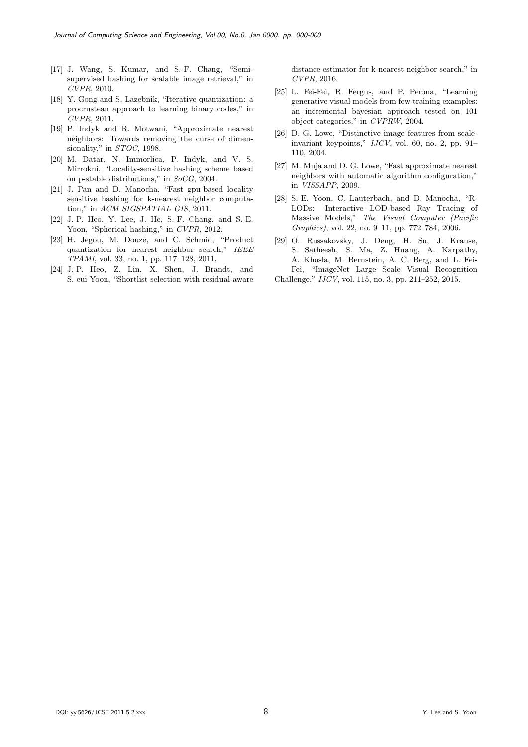[17] J. Wang, S. Kumar, and S.-F. Chang, "Semi-supervised hashing for scalable image retrieval," in *CVPR*, 2010.

[18] Y. Gong and S. Lazebnik, "Iterative quantization: a procrustean approach to learning binary codes," in *CVPR*, 2011.

[19] P. Indyk and R. Motwani, "Approximate nearest neighbors: Towards removing the curse of dimensionality," in *STOC*, 1998.

[20] M. Datar, N. Immorlica, P. Indyk, and V. S. Mirrokni, "Locality-sensitive hashing scheme based on p-stable distributions," in *SoCG*, 2004.

[21] J. Pan and D. Manocha, "Fast gpu-based locality sensitive hashing for k-nearest neighbor computation," in *ACM SIGSPATIAL GIS*, 2011.

[22] J.-P. Heo, Y. Lee, J. He, S.-F. Chang, and S.-E. Yoon, "Spherical hashing," in *CVPR*, 2012.

[23] H. Jegou, M. Douze, and C. Schmid, "Product quantization for nearest neighbor search," *IEEE TPAMI*, vol. 33, no. 1, pp. 117–128, 2011.

[24] J.-P. Heo, Z. Lin, X. Shen, J. Brandt, and S. eui Yoon, "Shortlist selection with residual-aware distance estimator for k-nearest neighbor search," in *CVPR*, 2016.

[25] L. Fei-Fei, R. Fergus, and P. Perona, "Learning generative visual models from few training examples: an incremental bayesian approach tested on 101 object categories," in *CVPRW*, 2004.

[26] D. G. Lowe, "Distinctive image features from scale-invariant keypoints," *IJCV*, vol. 60, no. 2, pp. 91–110, 2004.

[27] M. Muja and D. G. Lowe, "Fast approximate nearest neighbors with automatic algorithm configuration," in *VISSAPP*, 2009.

[28] S.-E. Yoon, C. Lauterbach, and D. Manocha, "R-LODs: Interactive LOD-based Ray Tracing of Massive Models," *The Visual Computer (Pacific Graphics)*, vol. 22, no. 9–11, pp. 772–784, 2006.

[29] O. Russakovsky, J. Deng, H. Su, J. Krause, S. Satheesh, S. Ma, Z. Huang, A. Karpathy, A. Khosla, M. Bernstein, A. C. Berg, and L. Fei-Fei, "ImageNet Large Scale Visual Recognition Challenge," *IJCV*, vol. 115, no. 3, pp. 211–252, 2015.